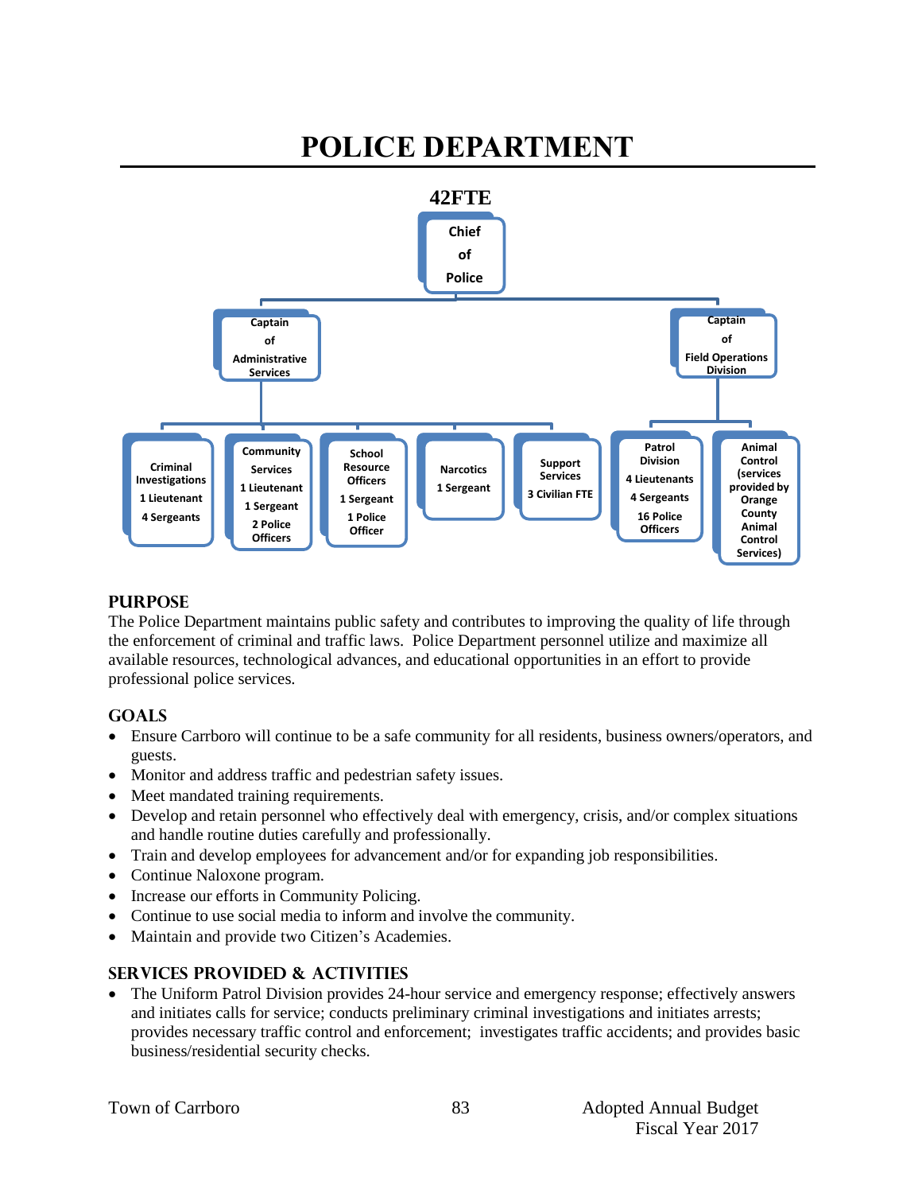# POLICE DEPARTMENT

**42FTE**

- **Chief of Police**
  - **Captain of Administrative Services**
    - Criminal Investigations: 1 Lieutenant, 4 Sergeants
    - Community Services: 1 Lieutenant, 1 Sergeant, 2 Police Officers
    - School Resource Officers: 1 Sergeant, 1 Police Officer
    - Narcotics: 1 Sergeant
    - Support Services: 3 Civilian FTE
  - **Captain of Field Operations Division**
    - Patrol Division: 4 Lieutenants, 4 Sergeants, 16 Police Officers
    - Animal Control (services provided by Orange County Animal Control Services)

## PURPOSE

The Police Department maintains public safety and contributes to improving the quality of life through the enforcement of criminal and traffic laws. Police Department personnel utilize and maximize all available resources, technological advances, and educational opportunities in an effort to provide professional police services.

## GOALS

- Ensure Carrboro will continue to be a safe community for all residents, business owners/operators, and guests.
- Monitor and address traffic and pedestrian safety issues.
- Meet mandated training requirements.
- Develop and retain personnel who effectively deal with emergency, crisis, and/or complex situations and handle routine duties carefully and professionally.
- Train and develop employees for advancement and/or for expanding job responsibilities.
- Continue Naloxone program.
- Increase our efforts in Community Policing.
- Continue to use social media to inform and involve the community.
- Maintain and provide two Citizen's Academies.

## SERVICES PROVIDED & ACTIVITIES

- The Uniform Patrol Division provides 24-hour service and emergency response; effectively answers and initiates calls for service; conducts preliminary criminal investigations and initiates arrests; provides necessary traffic control and enforcement; investigates traffic accidents; and provides basic business/residential security checks.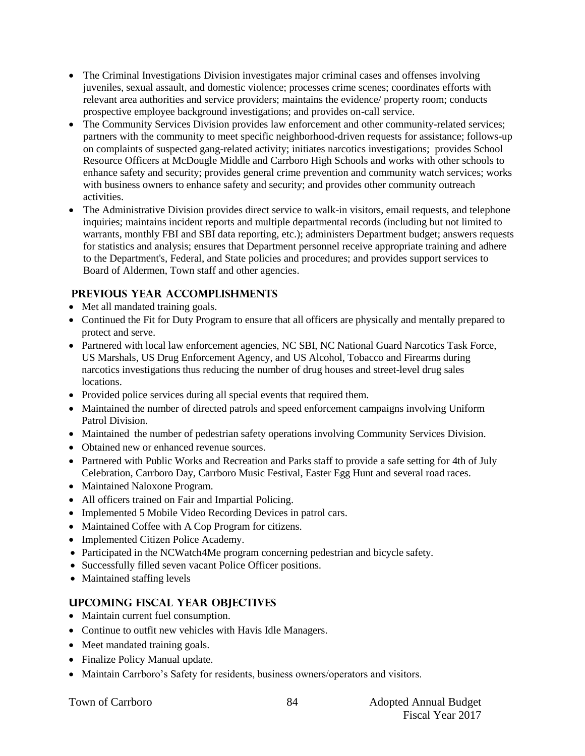- The Criminal Investigations Division investigates major criminal cases and offenses involving juveniles, sexual assault, and domestic violence; processes crime scenes; coordinates efforts with relevant area authorities and service providers; maintains the evidence/ property room; conducts prospective employee background investigations; and provides on-call service.
- The Community Services Division provides law enforcement and other community-related services; partners with the community to meet specific neighborhood-driven requests for assistance; follows-up on complaints of suspected gang-related activity; initiates narcotics investigations; provides School Resource Officers at McDougle Middle and Carrboro High Schools and works with other schools to enhance safety and security; provides general crime prevention and community watch services; works with business owners to enhance safety and security; and provides other community outreach activities.
- The Administrative Division provides direct service to walk-in visitors, email requests, and telephone inquiries; maintains incident reports and multiple departmental records (including but not limited to warrants, monthly FBI and SBI data reporting, etc.); administers Department budget; answers requests for statistics and analysis; ensures that Department personnel receive appropriate training and adhere to the Department's, Federal, and State policies and procedures; and provides support services to Board of Aldermen, Town staff and other agencies.

## PREVIOUS YEAR ACCOMPLISHMENTS

- Met all mandated training goals.
- Continued the Fit for Duty Program to ensure that all officers are physically and mentally prepared to protect and serve.
- Partnered with local law enforcement agencies, NC SBI, NC National Guard Narcotics Task Force, US Marshals, US Drug Enforcement Agency, and US Alcohol, Tobacco and Firearms during narcotics investigations thus reducing the number of drug houses and street-level drug sales locations.
- Provided police services during all special events that required them.
- Maintained the number of directed patrols and speed enforcement campaigns involving Uniform Patrol Division.
- Maintained the number of pedestrian safety operations involving Community Services Division.
- Obtained new or enhanced revenue sources.
- Partnered with Public Works and Recreation and Parks staff to provide a safe setting for 4th of July Celebration, Carrboro Day, Carrboro Music Festival, Easter Egg Hunt and several road races.
- Maintained Naloxone Program.
- All officers trained on Fair and Impartial Policing.
- Implemented 5 Mobile Video Recording Devices in patrol cars.
- Maintained Coffee with A Cop Program for citizens.
- Implemented Citizen Police Academy.
- Participated in the NCWatch4Me program concerning pedestrian and bicycle safety.
- Successfully filled seven vacant Police Officer positions.
- Maintained staffing levels

## UPCOMING FISCAL YEAR OBJECTIVES

- Maintain current fuel consumption.
- Continue to outfit new vehicles with Havis Idle Managers.
- Meet mandated training goals.
- Finalize Policy Manual update.
- Maintain Carrboro's Safety for residents, business owners/operators and visitors.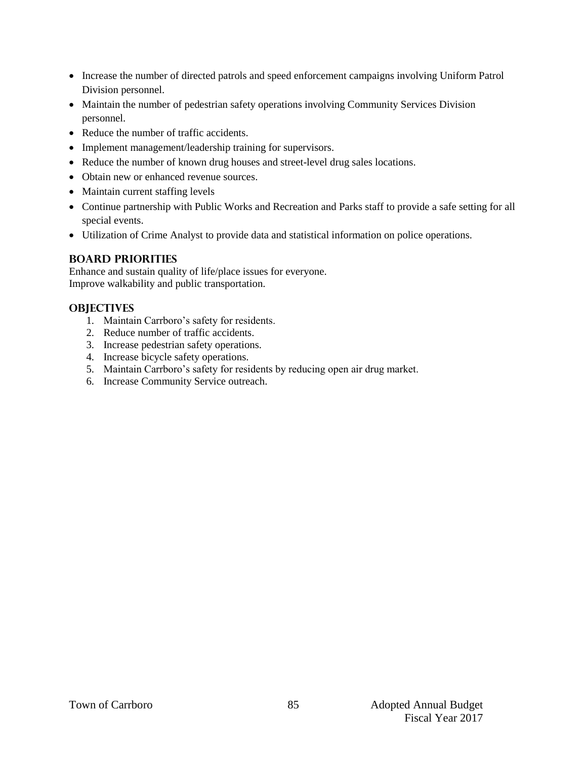- Increase the number of directed patrols and speed enforcement campaigns involving Uniform Patrol Division personnel.
- Maintain the number of pedestrian safety operations involving Community Services Division personnel.
- Reduce the number of traffic accidents.
- Implement management/leadership training for supervisors.
- Reduce the number of known drug houses and street-level drug sales locations.
- Obtain new or enhanced revenue sources.
- Maintain current staffing levels
- Continue partnership with Public Works and Recreation and Parks staff to provide a safe setting for all special events.
- Utilization of Crime Analyst to provide data and statistical information on police operations.

## BOARD PRIORITIES

Enhance and sustain quality of life/place issues for everyone.
Improve walkability and public transportation.

## OBJECTIVES

1. Maintain Carrboro's safety for residents.
2. Reduce number of traffic accidents.
3. Increase pedestrian safety operations.
4. Increase bicycle safety operations.
5. Maintain Carrboro's safety for residents by reducing open air drug market.
6. Increase Community Service outreach.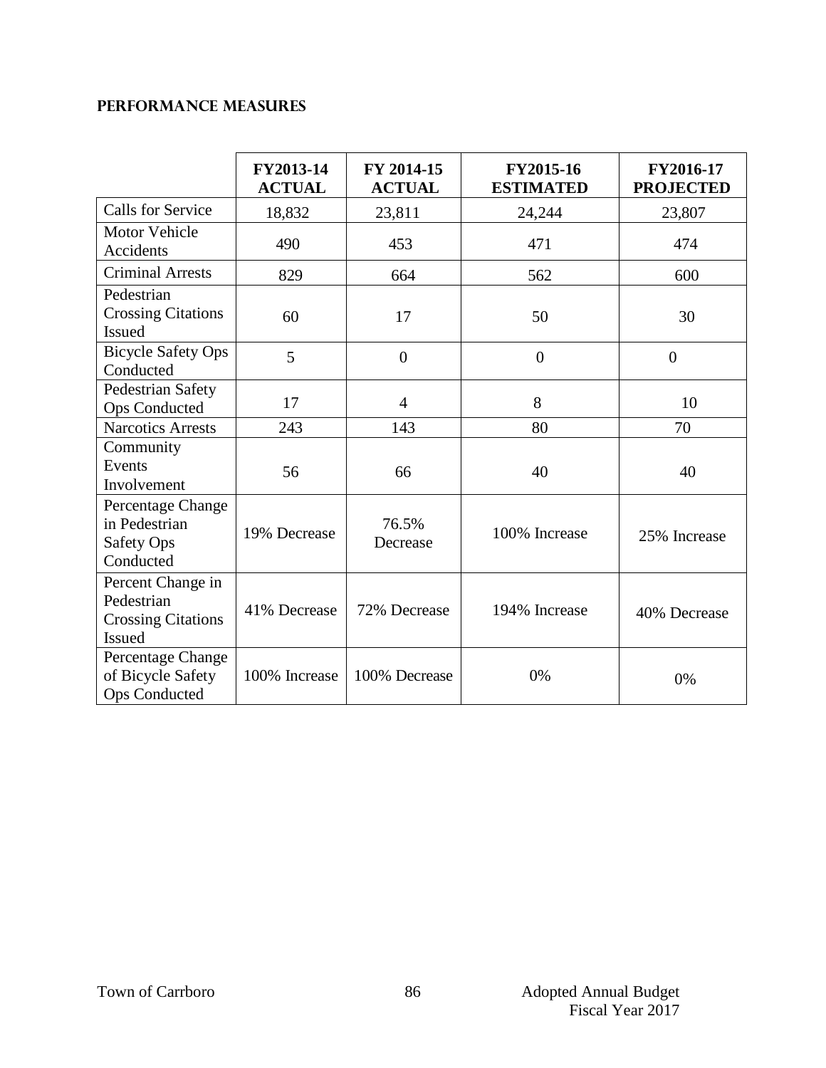## PERFORMANCE MEASURES

| | FY2013-14 ACTUAL | FY 2014-15 ACTUAL | FY2015-16 ESTIMATED | FY2016-17 PROJECTED |
|---|---|---|---|---|
| Calls for Service | 18,832 | 23,811 | 24,244 | 23,807 |
| Motor Vehicle Accidents | 490 | 453 | 471 | 474 |
| Criminal Arrests | 829 | 664 | 562 | 600 |
| Pedestrian Crossing Citations Issued | 60 | 17 | 50 | 30 |
| Bicycle Safety Ops Conducted | 5 | 0 | 0 | 0 |
| Pedestrian Safety Ops Conducted | 17 | 4 | 8 | 10 |
| Narcotics Arrests | 243 | 143 | 80 | 70 |
| Community Events Involvement | 56 | 66 | 40 | 40 |
| Percentage Change in Pedestrian Safety Ops Conducted | 19% Decrease | 76.5% Decrease | 100% Increase | 25% Increase |
| Percent Change in Pedestrian Crossing Citations Issued | 41% Decrease | 72% Decrease | 194% Increase | 40% Decrease |
| Percentage Change of Bicycle Safety Ops Conducted | 100% Increase | 100% Decrease | 0% | 0% |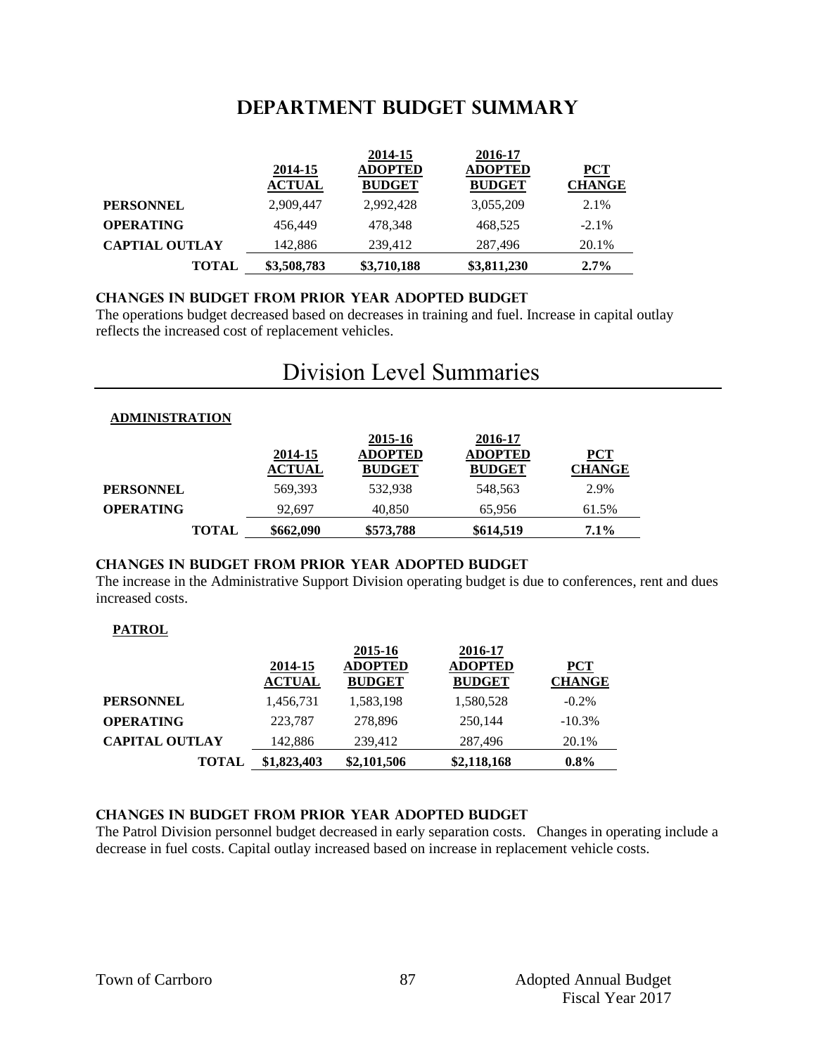# DEPARTMENT BUDGET SUMMARY

| | 2014-15 ACTUAL | 2014-15 ADOPTED BUDGET | 2016-17 ADOPTED BUDGET | PCT CHANGE |
|---|---|---|---|---|
| **PERSONNEL** | 2,909,447 | 2,992,428 | 3,055,209 | 2.1% |
| **OPERATING** | 456,449 | 478,348 | 468,525 | -2.1% |
| **CAPTIAL OUTLAY** | 142,886 | 239,412 | 287,496 | 20.1% |
| **TOTAL** | **$3,508,783** | **$3,710,188** | **$3,811,230** | **2.7%** |

### CHANGES IN BUDGET FROM PRIOR YEAR ADOPTED BUDGET

The operations budget decreased based on decreases in training and fuel. Increase in capital outlay reflects the increased cost of replacement vehicles.

# Division Level Summaries

**ADMINISTRATION**

| | 2014-15 ACTUAL | 2015-16 ADOPTED BUDGET | 2016-17 ADOPTED BUDGET | PCT CHANGE |
|---|---|---|---|---|
| **PERSONNEL** | 569,393 | 532,938 | 548,563 | 2.9% |
| **OPERATING** | 92,697 | 40,850 | 65,956 | 61.5% |
| **TOTAL** | **$662,090** | **$573,788** | **$614,519** | **7.1%** |

### CHANGES IN BUDGET FROM PRIOR YEAR ADOPTED BUDGET

The increase in the Administrative Support Division operating budget is due to conferences, rent and dues increased costs.

**PATROL**

| | 2014-15 ACTUAL | 2015-16 ADOPTED BUDGET | 2016-17 ADOPTED BUDGET | PCT CHANGE |
|---|---|---|---|---|
| **PERSONNEL** | 1,456,731 | 1,583,198 | 1,580,528 | -0.2% |
| **OPERATING** | 223,787 | 278,896 | 250,144 | -10.3% |
| **CAPITAL OUTLAY** | 142,886 | 239,412 | 287,496 | 20.1% |
| **TOTAL** | **$1,823,403** | **$2,101,506** | **$2,118,168** | **0.8%** |

### CHANGES IN BUDGET FROM PRIOR YEAR ADOPTED BUDGET

The Patrol Division personnel budget decreased in early separation costs. Changes in operating include a decrease in fuel costs. Capital outlay increased based on increase in replacement vehicle costs.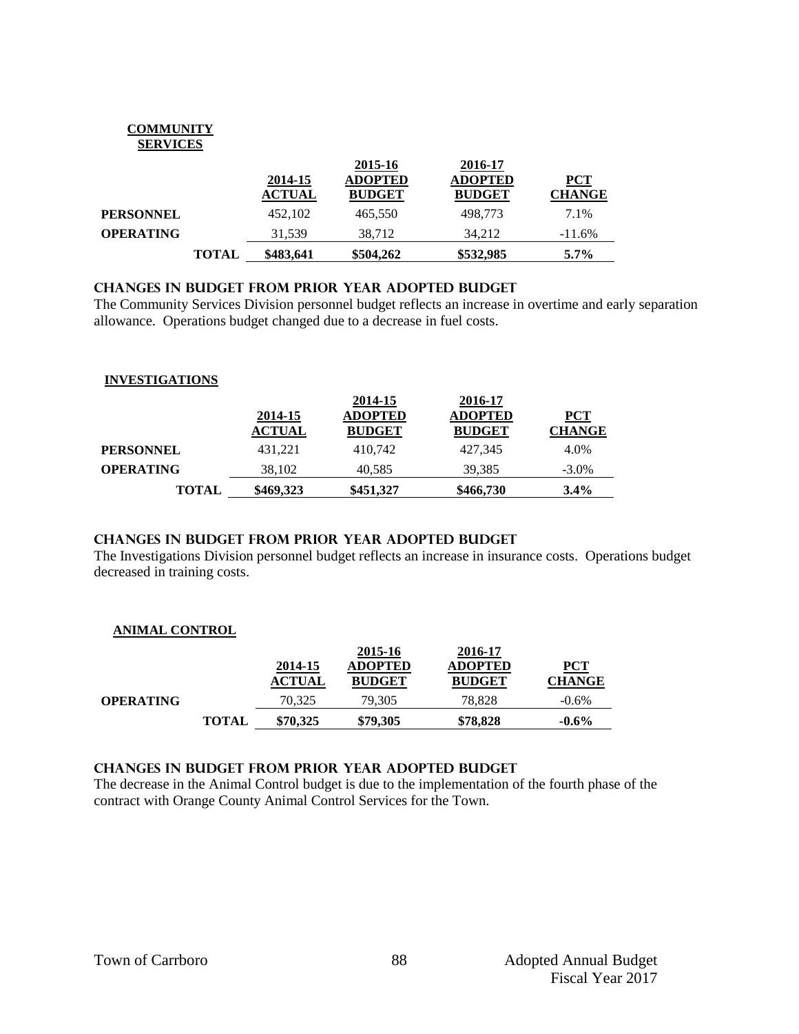**COMMUNITY SERVICES**

| | 2014-15 ACTUAL | 2015-16 ADOPTED BUDGET | 2016-17 ADOPTED BUDGET | PCT CHANGE |
|---|---|---|---|---|
| **PERSONNEL** | 452,102 | 465,550 | 498,773 | 7.1% |
| **OPERATING** | 31,539 | 38,712 | 34,212 | -11.6% |
| **TOTAL** | **$483,641** | **$504,262** | **$532,985** | **5.7%** |

### CHANGES IN BUDGET FROM PRIOR YEAR ADOPTED BUDGET

The Community Services Division personnel budget reflects an increase in overtime and early separation allowance. Operations budget changed due to a decrease in fuel costs.

**INVESTIGATIONS**

| | 2014-15 ACTUAL | 2014-15 ADOPTED BUDGET | 2016-17 ADOPTED BUDGET | PCT CHANGE |
|---|---|---|---|---|
| **PERSONNEL** | 431,221 | 410,742 | 427,345 | 4.0% |
| **OPERATING** | 38,102 | 40,585 | 39,385 | -3.0% |
| **TOTAL** | **$469,323** | **$451,327** | **$466,730** | **3.4%** |

### CHANGES IN BUDGET FROM PRIOR YEAR ADOPTED BUDGET

The Investigations Division personnel budget reflects an increase in insurance costs. Operations budget decreased in training costs.

**ANIMAL CONTROL**

| | 2014-15 ACTUAL | 2015-16 ADOPTED BUDGET | 2016-17 ADOPTED BUDGET | PCT CHANGE |
|---|---|---|---|---|
| **OPERATING** | 70,325 | 79,305 | 78,828 | -0.6% |
| **TOTAL** | **$70,325** | **$79,305** | **$78,828** | **-0.6%** |

### CHANGES IN BUDGET FROM PRIOR YEAR ADOPTED BUDGET

The decrease in the Animal Control budget is due to the implementation of the fourth phase of the contract with Orange County Animal Control Services for the Town.